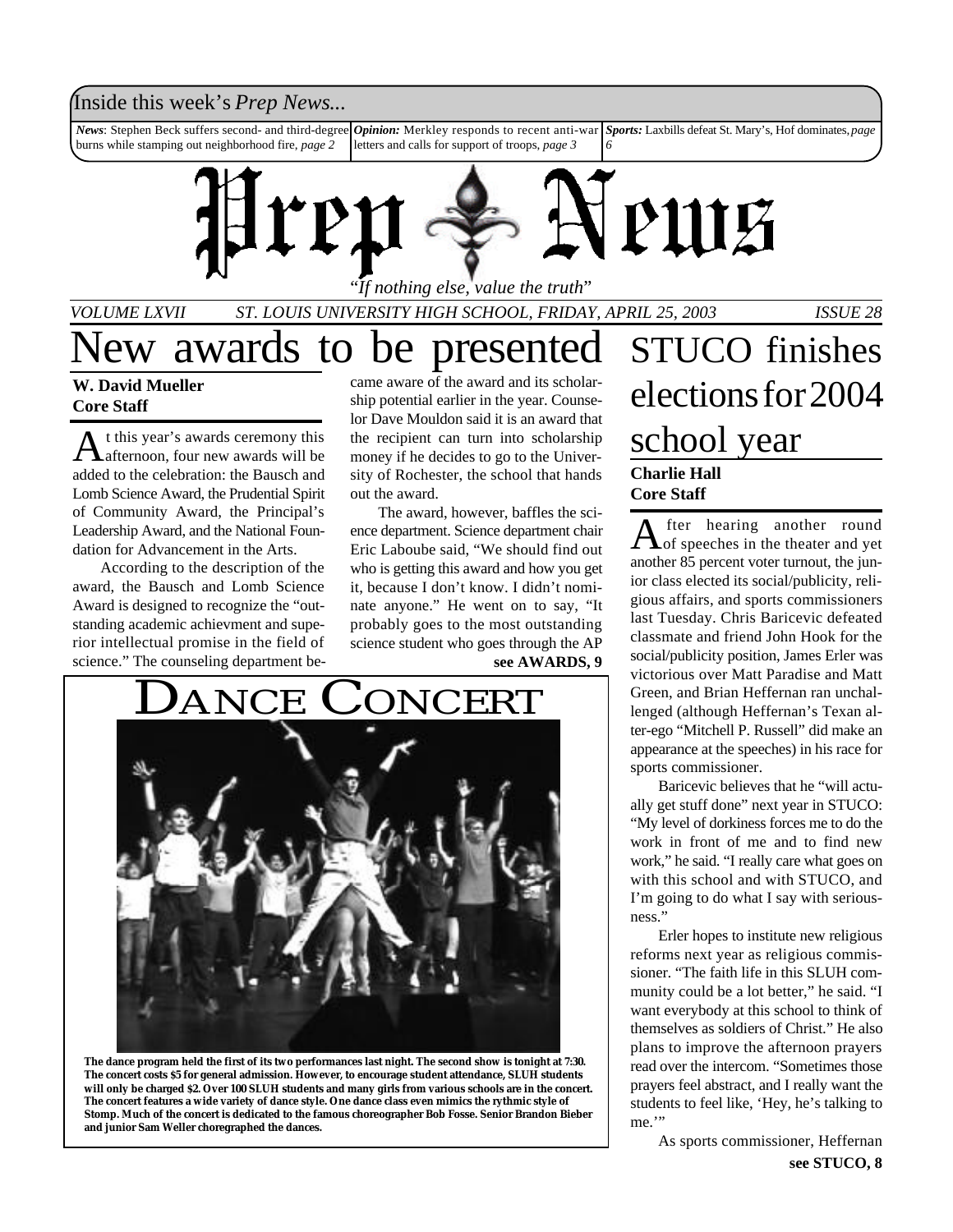Inside this week's *Prep News...*

*News*: Stephen Beck suffers second- and third-degree burns while stamping out neighborhood fire, *page 2*

*Opinion:* Merkley responds to recent anti-war letters and calls for support of troops, *page 3*

*Sports:* Laxbills defeat St. Mary's, Hof dominates, *page 6*

# Prep News

*"If nothing else, value the truth"*

*VOLUME LXVII ST. LOUIS UNIVERSITY HIGH SCHOOL, FRIDAY, APRIL 25, 2003 ISSUE 28*

## New awards to be presented

**W. David Mueller**
**Core Staff**

At this year's awards ceremony this afternoon, four new awards will be added to the celebration: the Bausch and Lomb Science Award, the Prudential Spirit of Community Award, the Principal's Leadership Award, and the National Foundation for Advancement in the Arts.

According to the description of the award, the Bausch and Lomb Science Award is designed to recognize the "outstanding academic achievment and superior intellectual promise in the field of science." The counseling department became aware of the award and its scholarship potential earlier in the year. Counselor Dave Mouldon said it is an award that the recipient can turn into scholarship money if he decides to go to the University of Rochester, the school that hands out the award.

The award, however, baffles the science department. Science department chair Eric Laboube said, "We should find out who is getting this award and how you get it, because I don't know. I didn't nominate anyone." He went on to say, "It probably goes to the most outstanding science student who goes through the AP

**see AWARDS, 9**

## DANCE CONCERT

**The dance program held the first of its two performances last night. The second show is tonight at 7:30. The concert costs $5 for general admission. However, to encourage student attendance, SLUH students will only be charged $2. Over 100 SLUH students and many girls from various schools are in the concert. The concert features a wide variety of dance style. One dance class even mimics the rythmic style of Stomp. Much of the concert is dedicated to the famous choreographer Bob Fosse. Senior Brandon Bieber and junior Sam Weller choregraphed the dances.**

## STUCO finishes elections for 2004 school year

**Charlie Hall**
**Core Staff**

After hearing another round of speeches in the theater and yet another 85 percent voter turnout, the junior class elected its social/publicity, religious affairs, and sports commissioners last Tuesday. Chris Baricevic defeated classmate and friend John Hook for the social/publicity position, James Erler was victorious over Matt Paradise and Matt Green, and Brian Heffernan ran unchallenged (although Heffernan's Texan alter-ego "Mitchell P. Russell" did make an appearance at the speeches) in his race for sports commissioner.

Baricevic believes that he "will actually get stuff done" next year in STUCO: "My level of dorkiness forces me to do the work in front of me and to find new work," he said. "I really care what goes on with this school and with STUCO, and I'm going to do what I say with seriousness."

Erler hopes to institute new religious reforms next year as religious commissioner. "The faith life in this SLUH community could be a lot better," he said. "I want everybody at this school to think of themselves as soldiers of Christ." He also plans to improve the afternoon prayers read over the intercom. "Sometimes those prayers feel abstract, and I really want the students to feel like, 'Hey, he's talking to me.'"

As sports commissioner, Heffernan

**see STUCO, 8**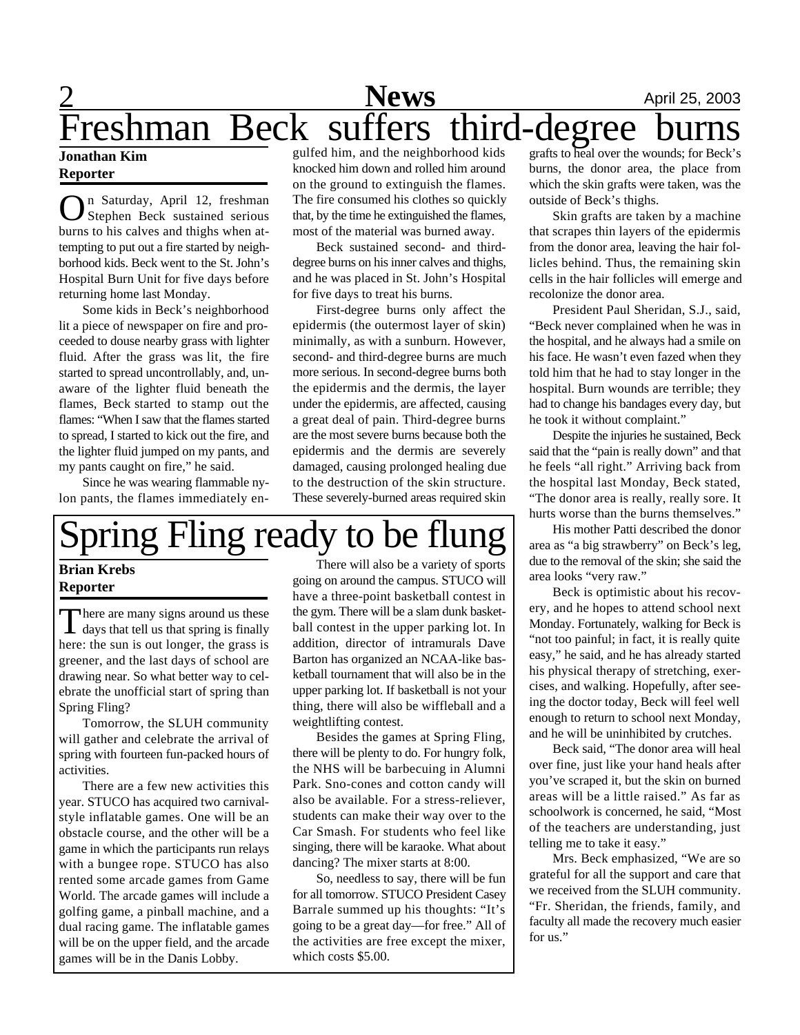# Freshman Beck suffers third-degree burns

**Jonathan Kim**
**Reporter**

On Saturday, April 12, freshman Stephen Beck sustained serious burns to his calves and thighs when attempting to put out a fire started by neighborhood kids. Beck went to the St. John's Hospital Burn Unit for five days before returning home last Monday.

Some kids in Beck's neighborhood lit a piece of newspaper on fire and proceeded to douse nearby grass with lighter fluid. After the grass was lit, the fire started to spread uncontrollably, and, unaware of the lighter fluid beneath the flames, Beck started to stamp out the flames: "When I saw that the flames started to spread, I started to kick out the fire, and the lighter fluid jumped on my pants, and my pants caught on fire," he said.

Since he was wearing flammable nylon pants, the flames immediately engulfed him, and the neighborhood kids knocked him down and rolled him around on the ground to extinguish the flames. The fire consumed his clothes so quickly that, by the time he extinguished the flames, most of the material was burned away.

Beck sustained second- and third-degree burns on his inner calves and thighs, and he was placed in St. John's Hospital for five days to treat his burns.

First-degree burns only affect the epidermis (the outermost layer of skin) minimally, as with a sunburn. However, second- and third-degree burns are much more serious. In second-degree burns both the epidermis and the dermis, the layer under the epidermis, are affected, causing a great deal of pain. Third-degree burns are the most severe burns because both the epidermis and the dermis are severely damaged, causing prolonged healing due to the destruction of the skin structure. These severely-burned areas required skin grafts to heal over the wounds; for Beck's burns, the donor area, the place from which the skin grafts were taken, was the outside of Beck's thighs.

Skin grafts are taken by a machine that scrapes thin layers of the epidermis from the donor area, leaving the hair follicles behind. Thus, the remaining skin cells in the hair follicles will emerge and recolonize the donor area.

President Paul Sheridan, S.J., said, "Beck never complained when he was in the hospital, and he always had a smile on his face. He wasn't even fazed when they told him that he had to stay longer in the hospital. Burn wounds are terrible; they had to change his bandages every day, but he took it without complaint."

Despite the injuries he sustained, Beck said that the "pain is really down" and that he feels "all right." Arriving back from the hospital last Monday, Beck stated, "The donor area is really, really sore. It hurts worse than the burns themselves."

His mother Patti described the donor area as "a big strawberry" on Beck's leg, due to the removal of the skin; she said the area looks "very raw."

Beck is optimistic about his recovery, and he hopes to attend school next Monday. Fortunately, walking for Beck is "not too painful; in fact, it is really quite easy," he said, and he has already started his physical therapy of stretching, exercises, and walking. Hopefully, after seeing the doctor today, Beck will feel well enough to return to school next Monday, and he will be uninhibited by crutches.

Beck said, "The donor area will heal over fine, just like your hand heals after you've scraped it, but the skin on burned areas will be a little raised." As far as schoolwork is concerned, he said, "Most of the teachers are understanding, just telling me to take it easy."

Mrs. Beck emphasized, "We are so grateful for all the support and care that we received from the SLUH community. "Fr. Sheridan, the friends, family, and faculty all made the recovery much easier for us."

# Spring Fling ready to be flung

**Brian Krebs**
**Reporter**

There are many signs around us these days that tell us that spring is finally here: the sun is out longer, the grass is greener, and the last days of school are drawing near. So what better way to celebrate the unofficial start of spring than Spring Fling?

Tomorrow, the SLUH community will gather and celebrate the arrival of spring with fourteen fun-packed hours of activities.

There are a few new activities this year. STUCO has acquired two carnival-style inflatable games. One will be an obstacle course, and the other will be a game in which the participants run relays with a bungee rope. STUCO has also rented some arcade games from Game World. The arcade games will include a golfing game, a pinball machine, and a dual racing game. The inflatable games will be on the upper field, and the arcade games will be in the Danis Lobby.

There will also be a variety of sports going on around the campus. STUCO will have a three-point basketball contest in the gym. There will be a slam dunk basketball contest in the upper parking lot. In addition, director of intramurals Dave Barton has organized an NCAA-like basketball tournament that will also be in the upper parking lot. If basketball is not your thing, there will also be wiffleball and a weightlifting contest.

Besides the games at Spring Fling, there will be plenty to do. For hungry folk, the NHS will be barbecuing in Alumni Park. Sno-cones and cotton candy will also be available. For a stress-reliever, students can make their way over to the Car Smash. For students who feel like singing, there will be karaoke. What about dancing? The mixer starts at 8:00.

So, needless to say, there will be fun for all tomorrow. STUCO President Casey Barrale summed up his thoughts: "It's going to be a great day—for free." All of the activities are free except the mixer, which costs $5.00.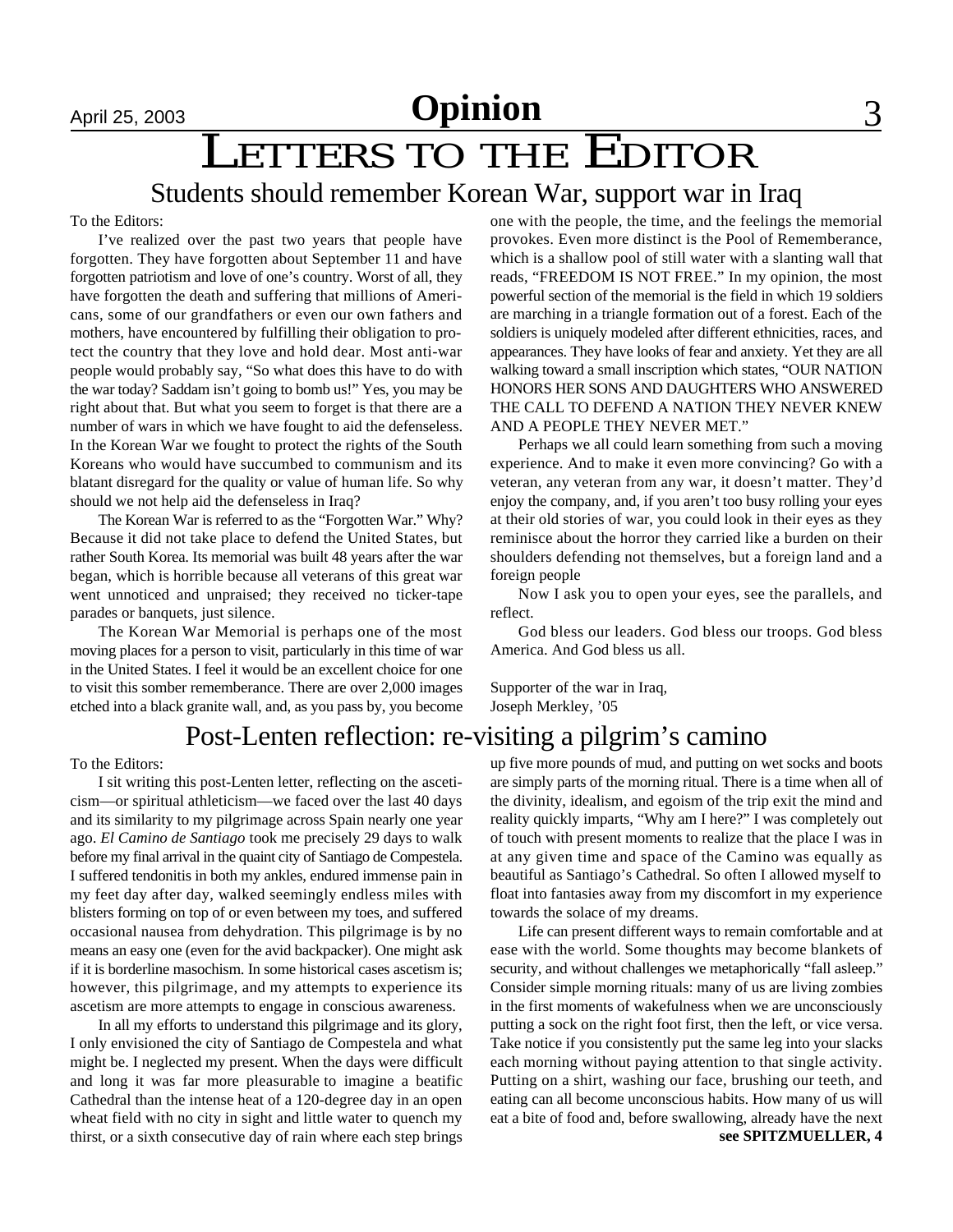# Opinion

# Letters to the Editor

## Students should remember Korean War, support war in Iraq

To the Editors:

I've realized over the past two years that people have forgotten. They have forgotten about September 11 and have forgotten patriotism and love of one's country. Worst of all, they have forgotten the death and suffering that millions of Americans, some of our grandfathers or even our own fathers and mothers, have encountered by fulfilling their obligation to protect the country that they love and hold dear. Most anti-war people would probably say, "So what does this have to do with the war today? Saddam isn't going to bomb us!" Yes, you may be right about that. But what you seem to forget is that there are a number of wars in which we have fought to aid the defenseless. In the Korean War we fought to protect the rights of the South Koreans who would have succumbed to communism and its blatant disregard for the quality or value of human life. So why should we not help aid the defenseless in Iraq?

The Korean War is referred to as the "Forgotten War." Why? Because it did not take place to defend the United States, but rather South Korea. Its memorial was built 48 years after the war began, which is horrible because all veterans of this great war went unnoticed and unpraised; they received no ticker-tape parades or banquets, just silence.

The Korean War Memorial is perhaps one of the most moving places for a person to visit, particularly in this time of war in the United States. I feel it would be an excellent choice for one to visit this somber rememberance. There are over 2,000 images etched into a black granite wall, and, as you pass by, you become one with the people, the time, and the feelings the memorial provokes. Even more distinct is the Pool of Rememberance, which is a shallow pool of still water with a slanting wall that reads, "FREEDOM IS NOT FREE." In my opinion, the most powerful section of the memorial is the field in which 19 soldiers are marching in a triangle formation out of a forest. Each of the soldiers is uniquely modeled after different ethnicities, races, and appearances. They have looks of fear and anxiety. Yet they are all walking toward a small inscription which states, "OUR NATION HONORS HER SONS AND DAUGHTERS WHO ANSWERED THE CALL TO DEFEND A NATION THEY NEVER KNEW AND A PEOPLE THEY NEVER MET."

Perhaps we all could learn something from such a moving experience. And to make it even more convincing? Go with a veteran, any veteran from any war, it doesn't matter. They'd enjoy the company, and, if you aren't too busy rolling your eyes at their old stories of war, you could look in their eyes as they reminisce about the horror they carried like a burden on their shoulders defending not themselves, but a foreign land and a foreign people

Now I ask you to open your eyes, see the parallels, and reflect.

God bless our leaders. God bless our troops. God bless America. And God bless us all.

Supporter of the war in Iraq,
Joseph Merkley, '05

## Post-Lenten reflection: re-visiting a pilgrim's camino

To the Editors:

I sit writing this post-Lenten letter, reflecting on the asceticism—or spiritual athleticism—we faced over the last 40 days and its similarity to my pilgrimage across Spain nearly one year ago. *El Camino de Santiago* took me precisely 29 days to walk before my final arrival in the quaint city of Santiago de Compestela. I suffered tendonitis in both my ankles, endured immense pain in my feet day after day, walked seemingly endless miles with blisters forming on top of or even between my toes, and suffered occasional nausea from dehydration. This pilgrimage is by no means an easy one (even for the avid backpacker). One might ask if it is borderline masochism. In some historical cases ascetism is; however, this pilgrimage, and my attempts to experience its ascetism are more attempts to engage in conscious awareness.

In all my efforts to understand this pilgrimage and its glory, I only envisioned the city of Santiago de Compestela and what might be. I neglected my present. When the days were difficult and long it was far more pleasurable to imagine a beatific Cathedral than the intense heat of a 120-degree day in an open wheat field with no city in sight and little water to quench my thirst, or a sixth consecutive day of rain where each step brings up five more pounds of mud, and putting on wet socks and boots are simply parts of the morning ritual. There is a time when all of the divinity, idealism, and egoism of the trip exit the mind and reality quickly imparts, "Why am I here?" I was completely out of touch with present moments to realize that the place I was in at any given time and space of the Camino was equally as beautiful as Santiago's Cathedral. So often I allowed myself to float into fantasies away from my discomfort in my experience towards the solace of my dreams.

Life can present different ways to remain comfortable and at ease with the world. Some thoughts may become blankets of security, and without challenges we metaphorically "fall asleep." Consider simple morning rituals: many of us are living zombies in the first moments of wakefulness when we are unconsciously putting a sock on the right foot first, then the left, or vice versa. Take notice if you consistently put the same leg into your slacks each morning without paying attention to that single activity. Putting on a shirt, washing our face, brushing our teeth, and eating can all become unconscious habits. How many of us will eat a bite of food and, before swallowing, already have the next

**see SPITZMUELLER, 4**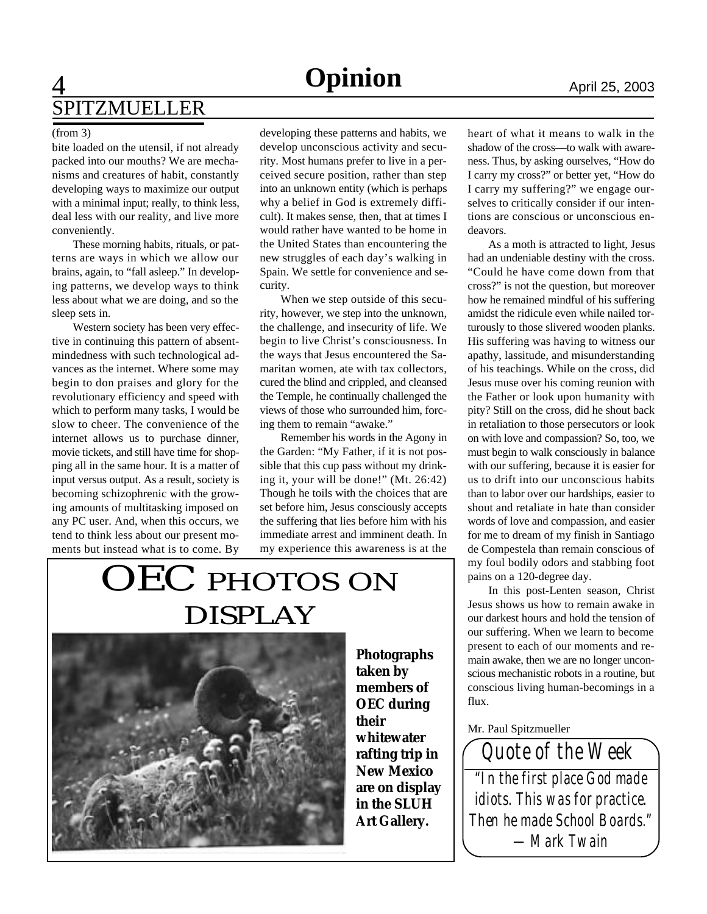# SPITZMUELLER

(from 3)

bite loaded on the utensil, if not already packed into our mouths? We are mechanisms and creatures of habit, constantly developing ways to maximize our output with a minimal input; really, to think less, deal less with our reality, and live more conveniently.

These morning habits, rituals, or patterns are ways in which we allow our brains, again, to "fall asleep." In developing patterns, we develop ways to think less about what we are doing, and so the sleep sets in.

Western society has been very effective in continuing this pattern of absentmindedness with such technological advances as the internet. Where some may begin to don praises and glory for the revolutionary efficiency and speed with which to perform many tasks, I would be slow to cheer. The convenience of the internet allows us to purchase dinner, movie tickets, and still have time for shopping all in the same hour. It is a matter of input versus output. As a result, society is becoming schizophrenic with the growing amounts of multitasking imposed on any PC user. And, when this occurs, we tend to think less about our present moments but instead what is to come. By developing these patterns and habits, we develop unconscious activity and security. Most humans prefer to live in a perceived secure position, rather than step into an unknown entity (which is perhaps why a belief in God is extremely difficult). It makes sense, then, that at times I would rather have wanted to be home in the United States than encountering the new struggles of each day's walking in Spain. We settle for convenience and security.

When we step outside of this security, however, we step into the unknown, the challenge, and insecurity of life. We begin to live Christ's consciousness. In the ways that Jesus encountered the Samaritan women, ate with tax collectors, cured the blind and crippled, and cleansed the Temple, he continually challenged the views of those who surrounded him, forcing them to remain "awake."

Remember his words in the Agony in the Garden: "My Father, if it is not possible that this cup pass without my drinking it, your will be done!" (Mt. 26:42) Though he toils with the choices that are set before him, Jesus consciously accepts the suffering that lies before him with his immediate arrest and imminent death. In my experience this awareness is at the heart of what it means to walk in the shadow of the cross—to walk with awareness. Thus, by asking ourselves, "How do I carry my cross?" or better yet, "How do I carry my suffering?" we engage ourselves to critically consider if our intentions are conscious or unconscious endeavors.

As a moth is attracted to light, Jesus had an undeniable destiny with the cross. "Could he have come down from that cross?" is not the question, but moreover how he remained mindful of his suffering amidst the ridicule even while nailed torturously to those slivered wooden planks. His suffering was having to witness our apathy, lassitude, and misunderstanding of his teachings. While on the cross, did Jesus muse over his coming reunion with the Father or look upon humanity with pity? Still on the cross, did he shout back in retaliation to those persecutors or look on with love and compassion? So, too, we must begin to walk consciously in balance with our suffering, because it is easier for us to drift into our unconscious habits than to labor over our hardships, easier to shout and retaliate in hate than consider words of love and compassion, and easier for me to dream of my finish in Santiago de Compestela than remain conscious of my foul bodily odors and stabbing foot pains on a 120-degree day.

In this post-Lenten season, Christ Jesus shows us how to remain awake in our darkest hours and hold the tension of our suffering. When we learn to become present to each of our moments and remain awake, then we are no longer unconscious mechanistic robots in a routine, but conscious living human-becomings in a flux.

Mr. Paul Spitzmueller

# OEC PHOTOS ON DISPLAY

**Photographs taken by members of OEC during their whitewater rafting trip in New Mexico are on display in the SLUH Art Gallery.**

## Quote of the Week

*"In the first place God made idiots. This was for practice. Then he made School Boards."*
*—Mark Twain*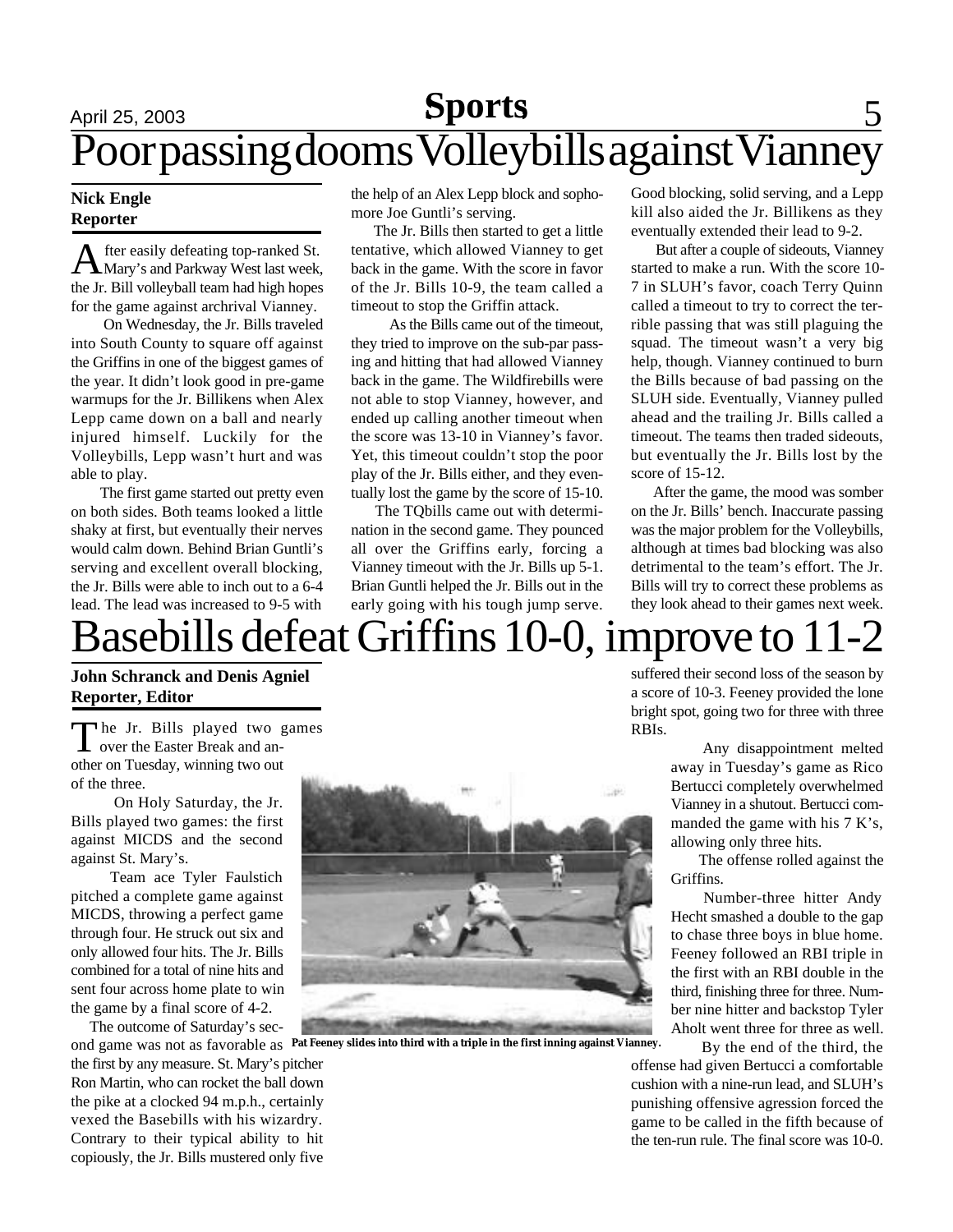# Poor passing dooms Volleybills against Vianney

**Nick Engle**
**Reporter**

After easily defeating top-ranked St. Mary's and Parkway West last week, the Jr. Bill volleyball team had high hopes for the game against archrival Vianney.

On Wednesday, the Jr. Bills traveled into South County to square off against the Griffins in one of the biggest games of the year. It didn't look good in pre-game warmups for the Jr. Billikens when Alex Lepp came down on a ball and nearly injured himself. Luckily for the Volleybills, Lepp wasn't hurt and was able to play.

The first game started out pretty even on both sides. Both teams looked a little shaky at first, but eventually their nerves would calm down. Behind Brian Guntli's serving and excellent overall blocking, the Jr. Bills were able to inch out to a 6-4 lead. The lead was increased to 9-5 with the help of an Alex Lepp block and sophomore Joe Guntli's serving.

The Jr. Bills then started to get a little tentative, which allowed Vianney to get back in the game. With the score in favor of the Jr. Bills 10-9, the team called a timeout to stop the Griffin attack.

As the Bills came out of the timeout, they tried to improve on the sub-par passing and hitting that had allowed Vianney back in the game. The Wildfirebills were not able to stop Vianney, however, and ended up calling another timeout when the score was 13-10 in Vianney's favor. Yet, this timeout couldn't stop the poor play of the Jr. Bills either, and they eventually lost the game by the score of 15-10.

The TQbills came out with determination in the second game. They pounced all over the Griffins early, forcing a Vianney timeout with the Jr. Bills up 5-1. Brian Guntli helped the Jr. Bills out in the early going with his tough jump serve. Good blocking, solid serving, and a Lepp kill also aided the Jr. Billikens as they eventually extended their lead to 9-2.

But after a couple of sideouts, Vianney started to make a run. With the score 10-7 in SLUH's favor, coach Terry Quinn called a timeout to try to correct the terrible passing that was still plaguing the squad. The timeout wasn't a very big help, though. Vianney continued to burn the Bills because of bad passing on the SLUH side. Eventually, Vianney pulled ahead and the trailing Jr. Bills called a timeout. The teams then traded sideouts, but eventually the Jr. Bills lost by the score of 15-12.

After the game, the mood was somber on the Jr. Bills' bench. Inaccurate passing was the major problem for the Volleybills, although at times bad blocking was also detrimental to the team's effort. The Jr. Bills will try to correct these problems as they look ahead to their games next week.

# Basebills defeat Griffins 10-0, improve to 11-2

**John Schranck and Denis Agniel**
**Reporter, Editor**

The Jr. Bills played two games over the Easter Break and another on Tuesday, winning two out of the three.

On Holy Saturday, the Jr. Bills played two games: the first against MICDS and the second against St. Mary's.

Team ace Tyler Faulstich pitched a complete game against MICDS, throwing a perfect game through four. He struck out six and only allowed four hits. The Jr. Bills combined for a total of nine hits and sent four across home plate to win the game by a final score of 4-2.

The outcome of Saturday's second game was not as favorable as the first by any measure. St. Mary's pitcher Ron Martin, who can rocket the ball down the pike at a clocked 94 m.p.h., certainly vexed the Basebills with his wizardry. Contrary to their typical ability to hit copiously, the Jr. Bills mustered only five suffered their second loss of the season by a score of 10-3. Feeney provided the lone bright spot, going two for three with three RBIs.

**Pat Feeney slides into third with a triple in the first inning against Vianney.**

Any disappointment melted away in Tuesday's game as Rico Bertucci completely overwhelmed Vianney in a shutout. Bertucci commanded the game with his 7 K's, allowing only three hits.

The offense rolled against the Griffins.

Number-three hitter Andy Hecht smashed a double to the gap to chase three boys in blue home. Feeney followed an RBI triple in the first with an RBI double in the third, finishing three for three. Number nine hitter and backstop Tyler Aholt went three for three as well.

By the end of the third, the offense had given Bertucci a comfortable cushion with a nine-run lead, and SLUH's punishing offensive agression forced the game to be called in the fifth because of the ten-run rule. The final score was 10-0.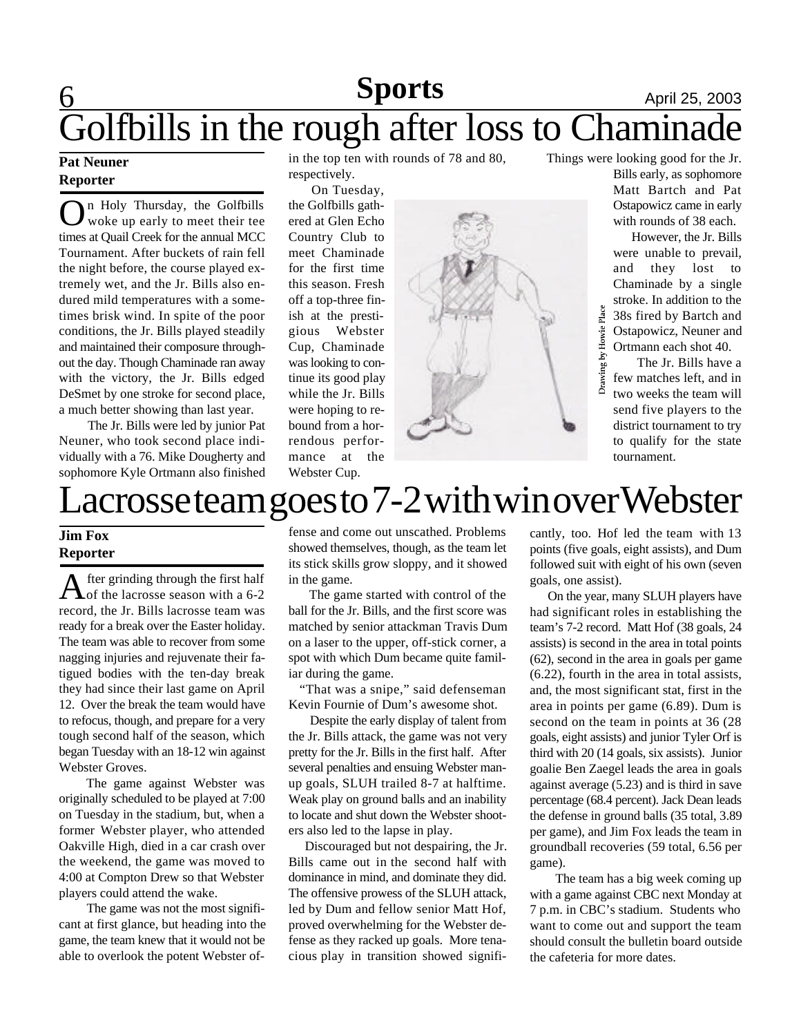# Golfbills in the rough after loss to Chaminade

**Pat Neuner**
**Reporter**

On Holy Thursday, the Golfbills woke up early to meet their tee times at Quail Creek for the annual MCC Tournament. After buckets of rain fell the night before, the course played extremely wet, and the Jr. Bills also endured mild temperatures with a sometimes brisk wind. In spite of the poor conditions, the Jr. Bills played steadily and maintained their composure throughout the day. Though Chaminade ran away with the victory, the Jr. Bills edged DeSmet by one stroke for second place, a much better showing than last year.

The Jr. Bills were led by junior Pat Neuner, who took second place individually with a 76. Mike Dougherty and sophomore Kyle Ortmann also finished in the top ten with rounds of 78 and 80, respectively.

On Tuesday, the Golfbills gathered at Glen Echo Country Club to meet Chaminade for the first time this season. Fresh off a top-three finish at the prestigious Webster Cup, Chaminade was looking to continue its good play while the Jr. Bills were hoping to rebound from a horrendous performance at the Webster Cup.

Drawing by Howie Place

Things were looking good for the Jr. Bills early, as sophomore Matt Bartch and Pat Ostapowicz came in early with rounds of 38 each.

However, the Jr. Bills were unable to prevail, and they lost to Chaminade by a single stroke. In addition to the 38s fired by Bartch and Ostapowicz, Neuner and Ortmann each shot 40.

The Jr. Bills have a few matches left, and in two weeks the team will send five players to the district tournament to try to qualify for the state tournament.

# Lacrosse team goes to 7-2 with win over Webster

**Jim Fox**
**Reporter**

After grinding through the first half of the lacrosse season with a 6-2 record, the Jr. Bills lacrosse team was ready for a break over the Easter holiday. The team was able to recover from some nagging injuries and rejuvenate their fatigued bodies with the ten-day break they had since their last game on April 12. Over the break the team would have to refocus, though, and prepare for a very tough second half of the season, which began Tuesday with an 18-12 win against Webster Groves.

The game against Webster was originally scheduled to be played at 7:00 on Tuesday in the stadium, but, when a former Webster player, who attended Oakville High, died in a car crash over the weekend, the game was moved to 4:00 at Compton Drew so that Webster players could attend the wake.

The game was not the most significant at first glance, but heading into the game, the team knew that it would not be able to overlook the potent Webster offense and come out unscathed. Problems showed themselves, though, as the team let its stick skills grow sloppy, and it showed in the game.

The game started with control of the ball for the Jr. Bills, and the first score was matched by senior attackman Travis Dum on a laser to the upper, off-stick corner, a spot with which Dum became quite familiar during the game.

"That was a snipe," said defenseman Kevin Fournie of Dum's awesome shot.

Despite the early display of talent from the Jr. Bills attack, the game was not very pretty for the Jr. Bills in the first half. After several penalties and ensuing Webster man-up goals, SLUH trailed 8-7 at halftime. Weak play on ground balls and an inability to locate and shut down the Webster shooters also led to the lapse in play.

Discouraged but not despairing, the Jr. Bills came out in the second half with dominance in mind, and dominate they did. The offensive prowess of the SLUH attack, led by Dum and fellow senior Matt Hof, proved overwhelming for the Webster defense as they racked up goals. More tenacious play in transition showed significantly, too. Hof led the team with 13 points (five goals, eight assists), and Dum followed suit with eight of his own (seven goals, one assist).

On the year, many SLUH players have had significant roles in establishing the team's 7-2 record. Matt Hof (38 goals, 24 assists) is second in the area in total points (62), second in the area in goals per game (6.22), fourth in the area in total assists, and, the most significant stat, first in the area in points per game (6.89). Dum is second on the team in points at 36 (28 goals, eight assists) and junior Tyler Orf is third with 20 (14 goals, six assists). Junior goalie Ben Zaegel leads the area in goals against average (5.23) and is third in save percentage (68.4 percent). Jack Dean leads the defense in ground balls (35 total, 3.89 per game), and Jim Fox leads the team in groundball recoveries (59 total, 6.56 per game).

The team has a big week coming up with a game against CBC next Monday at 7 p.m. in CBC's stadium. Students who want to come out and support the team should consult the bulletin board outside the cafeteria for more dates.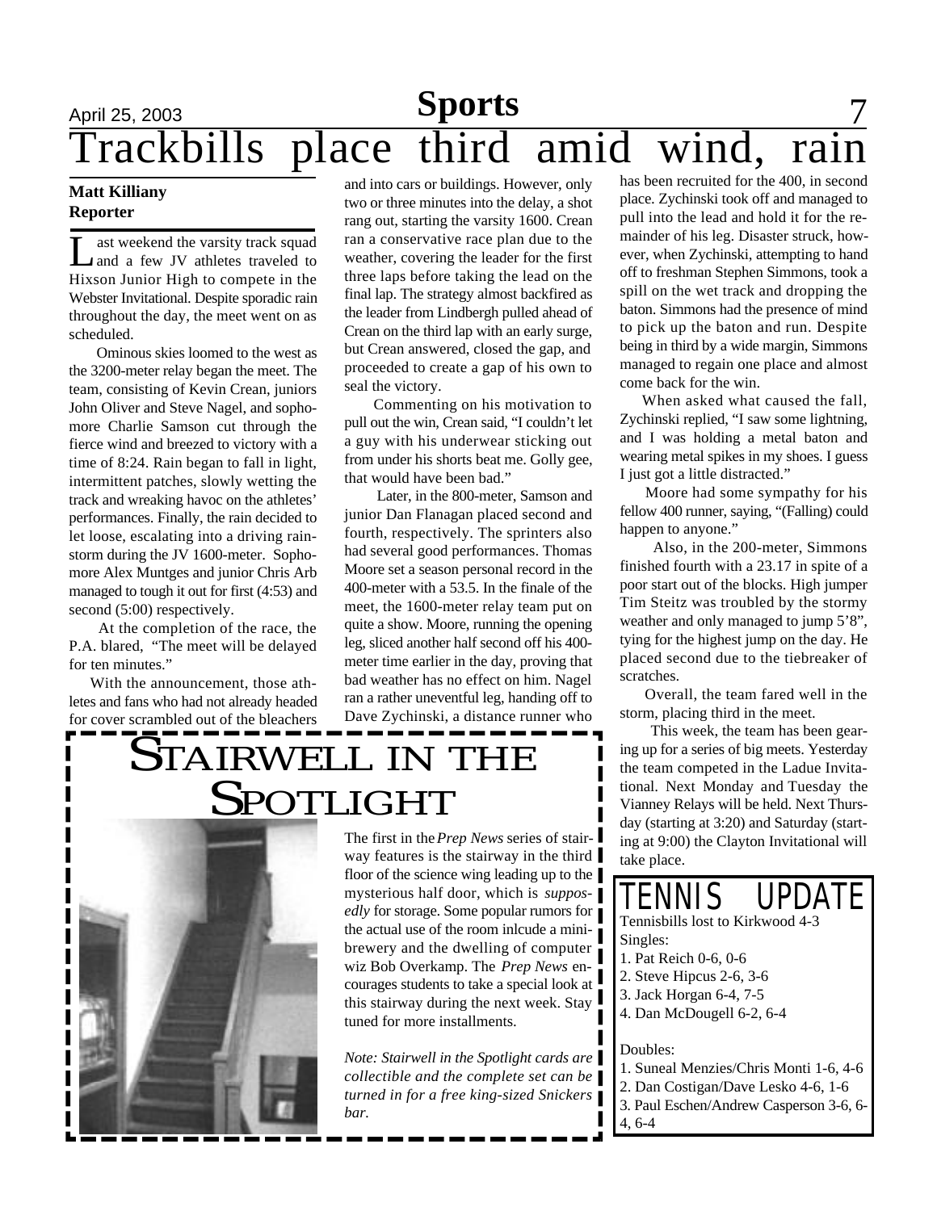# Trackbills place third amid wind, rain

**Matt Killiany**
**Reporter**

Last weekend the varsity track squad and a few JV athletes traveled to Hixson Junior High to compete in the Webster Invitational. Despite sporadic rain throughout the day, the meet went on as scheduled.

Ominous skies loomed to the west as the 3200-meter relay began the meet. The team, consisting of Kevin Crean, juniors John Oliver and Steve Nagel, and sophomore Charlie Samson cut through the fierce wind and breezed to victory with a time of 8:24. Rain began to fall in light, intermittent patches, slowly wetting the track and wreaking havoc on the athletes' performances. Finally, the rain decided to let loose, escalating into a driving rainstorm during the JV 1600-meter. Sophomore Alex Muntges and junior Chris Arb managed to tough it out for first (4:53) and second (5:00) respectively.

At the completion of the race, the P.A. blared, "The meet will be delayed for ten minutes."

With the announcement, those athletes and fans who had not already headed for cover scrambled out of the bleachers and into cars or buildings. However, only two or three minutes into the delay, a shot rang out, starting the varsity 1600. Crean ran a conservative race plan due to the weather, covering the leader for the first three laps before taking the lead on the final lap. The strategy almost backfired as the leader from Lindbergh pulled ahead of Crean on the third lap with an early surge, but Crean answered, closed the gap, and proceeded to create a gap of his own to seal the victory.

Commenting on his motivation to pull out the win, Crean said, "I couldn't let a guy with his underwear sticking out from under his shorts beat me. Golly gee, that would have been bad."

Later, in the 800-meter, Samson and junior Dan Flanagan placed second and fourth, respectively. The sprinters also had several good performances. Thomas Moore set a season personal record in the 400-meter with a 53.5. In the finale of the meet, the 1600-meter relay team put on quite a show. Moore, running the opening leg, sliced another half second off his 400-meter time earlier in the day, proving that bad weather has no effect on him. Nagel ran a rather uneventful leg, handing off to Dave Zychinski, a distance runner who has been recruited for the 400, in second place. Zychinski took off and managed to pull into the lead and hold it for the remainder of his leg. Disaster struck, however, when Zychinski, attempting to hand off to freshman Stephen Simmons, took a spill on the wet track and dropping the baton. Simmons had the presence of mind to pick up the baton and run. Despite being in third by a wide margin, Simmons managed to regain one place and almost come back for the win.

When asked what caused the fall, Zychinski replied, "I saw some lightning, and I was holding a metal baton and wearing metal spikes in my shoes. I guess I just got a little distracted."

Moore had some sympathy for his fellow 400 runner, saying, "(Falling) could happen to anyone."

Also, in the 200-meter, Simmons finished fourth with a 23.17 in spite of a poor start out of the blocks. High jumper Tim Steitz was troubled by the stormy weather and only managed to jump 5'8", tying for the highest jump on the day. He placed second due to the tiebreaker of scratches.

Overall, the team fared well in the storm, placing third in the meet.

This week, the team has been gearing up for a series of big meets. Yesterday the team competed in the Ladue Invitational. Next Monday and Tuesday the Vianney Relays will be held. Next Thursday (starting at 3:20) and Saturday (starting at 9:00) the Clayton Invitational will take place.

## Stairwell in the Spotlight

The first in the *Prep News* series of stairway features is the stairway in the third floor of the science wing leading up to the mysterious half door, which is *supposedly* for storage. Some popular rumors for the actual use of the room inlcude a mini-brewery and the dwelling of computer wiz Bob Overkamp. The *Prep News* encourages students to take a special look at this stairway during the next week. Stay tuned for more installments.

*Note: Stairwell in the Spotlight cards are collectible and the complete set can be turned in for a free king-sized Snickers bar.*

## Tennis Update

Tennisbills lost to Kirkwood 4-3

Singles:
1. Pat Reich 0-6, 0-6
2. Steve Hipcus 2-6, 3-6
3. Jack Horgan 6-4, 7-5
4. Dan McDougell 6-2, 6-4

Doubles:
1. Suneal Menzies/Chris Monti 1-6, 4-6
2. Dan Costigan/Dave Lesko 4-6, 1-6
3. Paul Eschen/Andrew Casperson 3-6, 6-4, 6-4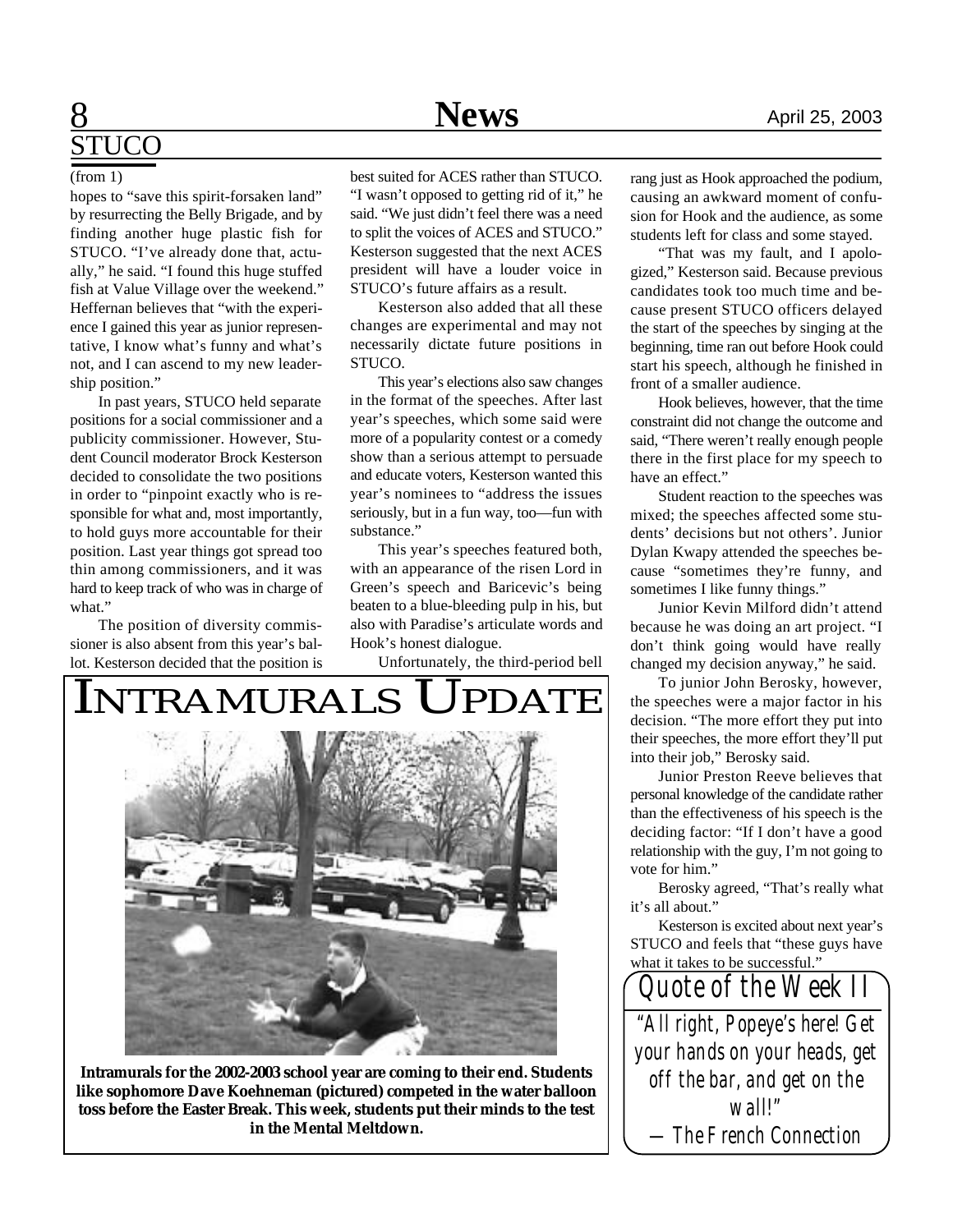## STUCO

(from 1)

hopes to "save this spirit-forsaken land" by resurrecting the Belly Brigade, and by finding another huge plastic fish for STUCO. "I've already done that, actually," he said. "I found this huge stuffed fish at Value Village over the weekend." Heffernan believes that "with the experience I gained this year as junior representative, I know what's funny and what's not, and I can ascend to my new leadership position."

In past years, STUCO held separate positions for a social commissioner and a publicity commissioner. However, Student Council moderator Brock Kesterson decided to consolidate the two positions in order to "pinpoint exactly who is responsible for what and, most importantly, to hold guys more accountable for their position. Last year things got spread too thin among commissioners, and it was hard to keep track of who was in charge of what."

The position of diversity commissioner is also absent from this year's ballot. Kesterson decided that the position is best suited for ACES rather than STUCO. "I wasn't opposed to getting rid of it," he said. "We just didn't feel there was a need to split the voices of ACES and STUCO." Kesterson suggested that the next ACES president will have a louder voice in STUCO's future affairs as a result.

Kesterson also added that all these changes are experimental and may not necessarily dictate future positions in STUCO.

This year's elections also saw changes in the format of the speeches. After last year's speeches, which some said were more of a popularity contest or a comedy show than a serious attempt to persuade and educate voters, Kesterson wanted this year's nominees to "address the issues seriously, but in a fun way, too—fun with substance."

This year's speeches featured both, with an appearance of the risen Lord in Green's speech and Baricevic's being beaten to a blue-bleeding pulp in his, but also with Paradise's articulate words and Hook's honest dialogue.

Unfortunately, the third-period bell rang just as Hook approached the podium, causing an awkward moment of confusion for Hook and the audience, as some students left for class and some stayed.

"That was my fault, and I apologized," Kesterson said. Because previous candidates took too much time and because present STUCO officers delayed the start of the speeches by singing at the beginning, time ran out before Hook could start his speech, although he finished in front of a smaller audience.

Hook believes, however, that the time constraint did not change the outcome and said, "There weren't really enough people there in the first place for my speech to have an effect."

Student reaction to the speeches was mixed; the speeches affected some students' decisions but not others'. Junior Dylan Kwapy attended the speeches because "sometimes they're funny, and sometimes I like funny things."

Junior Kevin Milford didn't attend because he was doing an art project. "I don't think going would have really changed my decision anyway," he said.

To junior John Berosky, however, the speeches were a major factor in his decision. "The more effort they put into their speeches, the more effort they'll put into their job," Berosky said.

Junior Preston Reeve believes that personal knowledge of the candidate rather than the effectiveness of his speech is the deciding factor: "If I don't have a good relationship with the guy, I'm not going to vote for him."

Berosky agreed, "That's really what it's all about."

Kesterson is excited about next year's STUCO and feels that "these guys have what it takes to be successful."

## INTRAMURALS UPDATE

**Intramurals for the 2002-2003 school year are coming to their end. Students like sophomore Dave Koehneman (pictured) competed in the water balloon toss before the Easter Break. This week, students put their minds to the test in the Mental Meltdown.**

## Quote of the Week II

*"All right, Popeye's here! Get your hands on your heads, get off the bar, and get on the wall!"*

*—The French Connection*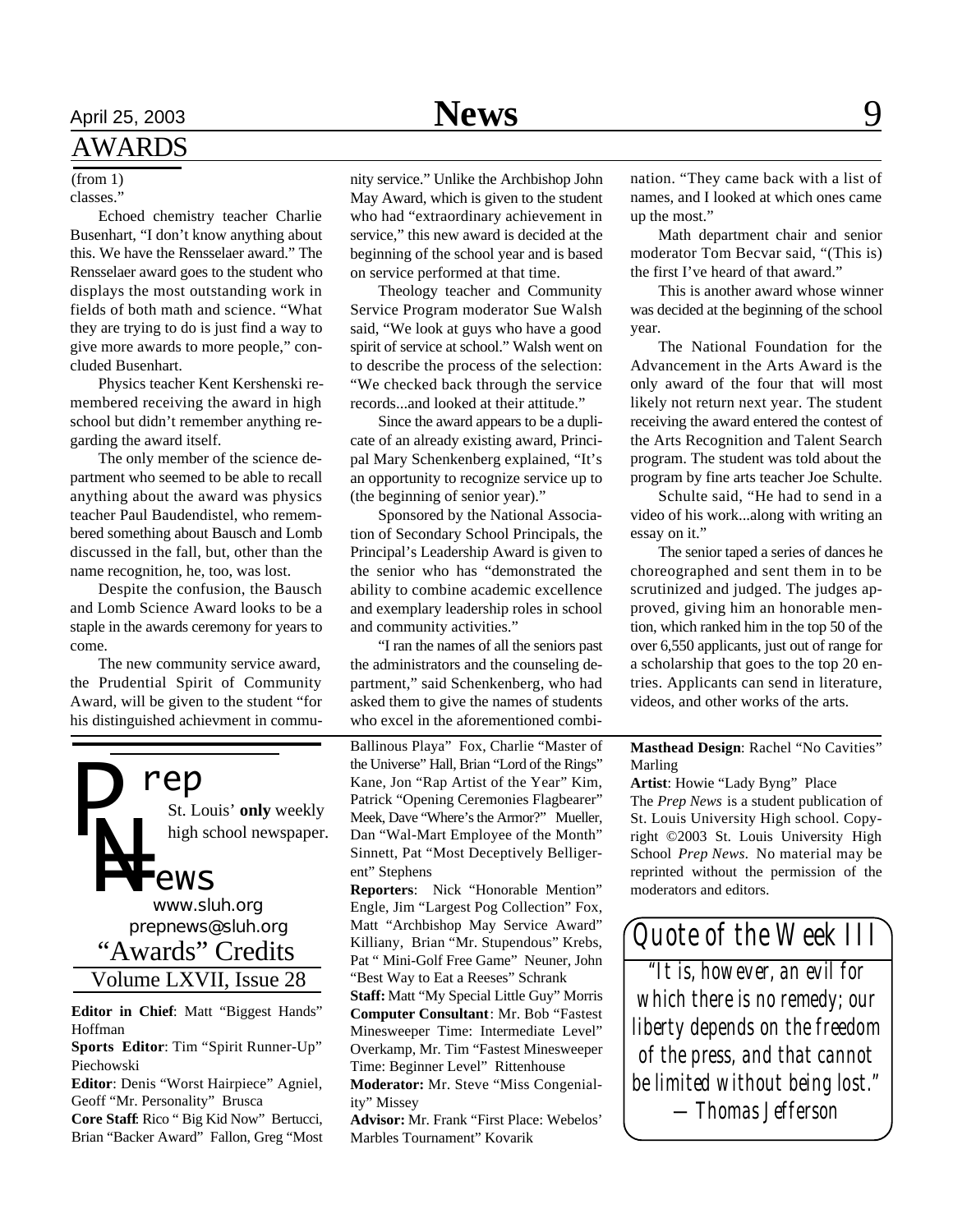## AWARDS

(from 1)

classes."

Echoed chemistry teacher Charlie Busenhart, "I don't know anything about this. We have the Rensselaer award." The Rensselaer award goes to the student who displays the most outstanding work in fields of both math and science. "What they are trying to do is just find a way to give more awards to more people," concluded Busenhart.

Physics teacher Kent Kershenski remembered receiving the award in high school but didn't remember anything regarding the award itself.

The only member of the science department who seemed to be able to recall anything about the award was physics teacher Paul Baudendistel, who remembered something about Bausch and Lomb discussed in the fall, but, other than the name recognition, he, too, was lost.

Despite the confusion, the Bausch and Lomb Science Award looks to be a staple in the awards ceremony for years to come.

The new community service award, the Prudential Spirit of Community Award, will be given to the student "for his distinguished achievment in community service." Unlike the Archbishop John May Award, which is given to the student who had "extraordinary achievement in service," this new award is decided at the beginning of the school year and is based on service performed at that time.

Theology teacher and Community Service Program moderator Sue Walsh said, "We look at guys who have a good spirit of service at school." Walsh went on to describe the process of the selection: "We checked back through the service records...and looked at their attitude."

Since the award appears to be a duplicate of an already existing award, Principal Mary Schenkenberg explained, "It's an opportunity to recognize service up to (the beginning of senior year)."

Sponsored by the National Association of Secondary School Principals, the Principal's Leadership Award is given to the senior who has "demonstrated the ability to combine academic excellence and exemplary leadership roles in school and community activities."

"I ran the names of all the seniors past the administrators and the counseling department," said Schenkenberg, who had asked them to give the names of students who excel in the aforementioned combination. "They came back with a list of names, and I looked at which ones came up the most."

Math department chair and senior moderator Tom Becvar said, "(This is) the first I've heard of that award."

This is another award whose winner was decided at the beginning of the school year.

The National Foundation for the Advancement in the Arts Award is the only award of the four that will most likely not return next year. The student receiving the award entered the contest of the Arts Recognition and Talent Search program. The student was told about the program by fine arts teacher Joe Schulte.

Schulte said, "He had to send in a video of his work...along with writing an essay on it."

The senior taped a series of dances he choreographed and sent them in to be scrutinized and judged. The judges approved, giving him an honorable mention, which ranked him in the top 50 of the over 6,550 applicants, just out of range for a scholarship that goes to the top 20 entries. Applicants can send in literature, videos, and other works of the arts.

---

**Prep News**

St. Louis' **only** weekly high school newspaper.

www.sluh.org
prepnews@sluh.org

"Awards" Credits

Volume LXVII, Issue 28

**Editor in Chief**: Matt "Biggest Hands" Hoffman

**Sports Editor**: Tim "Spirit Runner-Up" Piechowski

**Editor**: Denis "Worst Hairpiece" Agniel, Geoff "Mr. Personality" Brusca

**Core Staff**: Rico " Big Kid Now" Bertucci, Brian "Backer Award" Fallon, Greg "Most Ballinous Playa" Fox, Charlie "Master of the Universe" Hall, Brian "Lord of the Rings" Kane, Jon "Rap Artist of the Year" Kim, Patrick "Opening Ceremonies Flagbearer" Meek, Dave "Where's the Armor?" Mueller, Dan "Wal-Mart Employee of the Month" Sinnett, Pat "Most Deceptively Belligerent" Stephens

**Reporters**: Nick "Honorable Mention" Engle, Jim "Largest Pog Collection" Fox, Matt "Archbishop May Service Award" Killiany, Brian "Mr. Stupendous" Krebs, Pat " Mini-Golf Free Game" Neuner, John "Best Way to Eat a Reeses" Schrank

**Staff:** Matt "My Special Little Guy" Morris

**Computer Consultant**: Mr. Bob "Fastest Minesweeper Time: Intermediate Level" Overkamp, Mr. Tim "Fastest Minesweeper Time: Beginner Level" Rittenhouse

**Moderator:** Mr. Steve "Miss Congeniality" Missey

**Advisor:** Mr. Frank "First Place: Webelos' Marbles Tournament" Kovarik

**Masthead Design**: Rachel "No Cavities" Marling

**Artist**: Howie "Lady Byng" Place

The *Prep News* is a student publication of St. Louis University High school. Copyright ©2003 St. Louis University High School *Prep News*. No material may be reprinted without the permission of the moderators and editors.

---

### Quote of the Week III

*"It is, however, an evil for which there is no remedy; our liberty depends on the freedom of the press, and that cannot be limited without being lost."*

*—Thomas Jefferson*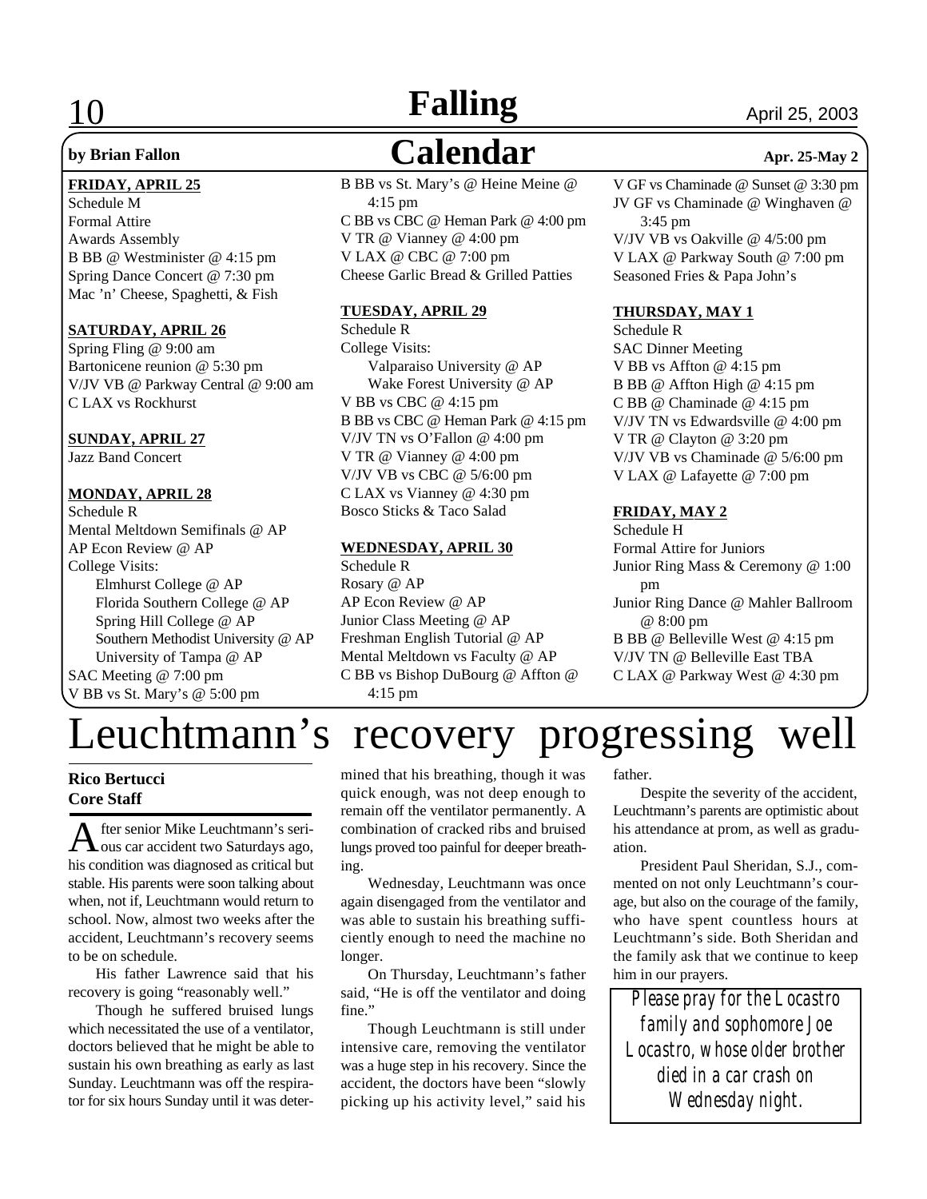# Falling Calendar

**by Brian Fallon** **Apr. 25-May 2**

**FRIDAY, APRIL 25**
Schedule M
Formal Attire
Awards Assembly
B BB @ Westminister @ 4:15 pm
Spring Dance Concert @ 7:30 pm
Mac 'n' Cheese, Spaghetti, & Fish

**SATURDAY, APRIL 26**
Spring Fling @ 9:00 am
Bartonicene reunion @ 5:30 pm
V/JV VB @ Parkway Central @ 9:00 am
C LAX vs Rockhurst

**SUNDAY, APRIL 27**
Jazz Band Concert

**MONDAY, APRIL 28**
Schedule R
Mental Meltdown Semifinals @ AP
AP Econ Review @ AP
College Visits:
- Elmhurst College @ AP
- Florida Southern College @ AP
- Spring Hill College @ AP
- Southern Methodist University @ AP
- University of Tampa @ AP

SAC Meeting @ 7:00 pm
V BB vs St. Mary's @ 5:00 pm
B BB vs St. Mary's @ Heine Meine @ 4:15 pm
C BB vs CBC @ Heman Park @ 4:00 pm
V TR @ Vianney @ 4:00 pm
V LAX @ CBC @ 7:00 pm
Cheese Garlic Bread & Grilled Patties

**TUESDAY, APRIL 29**
Schedule R
College Visits:
- Valparaiso University @ AP
- Wake Forest University @ AP

V BB vs CBC @ 4:15 pm
B BB vs CBC @ Heman Park @ 4:15 pm
V/JV TN vs O'Fallon @ 4:00 pm
V TR @ Vianney @ 4:00 pm
V/JV VB vs CBC @ 5/6:00 pm
C LAX vs Vianney @ 4:30 pm
Bosco Sticks & Taco Salad

**WEDNESDAY, APRIL 30**
Schedule R
Rosary @ AP
AP Econ Review @ AP
Junior Class Meeting @ AP
Freshman English Tutorial @ AP
Mental Meltdown vs Faculty @ AP
C BB vs Bishop DuBourg @ Affton @ 4:15 pm
V GF vs Chaminade @ Sunset @ 3:30 pm
JV GF vs Chaminade @ Winghaven @ 3:45 pm
V/JV VB vs Oakville @ 4/5:00 pm
V LAX @ Parkway South @ 7:00 pm
Seasoned Fries & Papa John's

**THURSDAY, MAY 1**
Schedule R
SAC Dinner Meeting
V BB vs Affton @ 4:15 pm
B BB @ Affton High @ 4:15 pm
C BB @ Chaminade @ 4:15 pm
V/JV TN vs Edwardsville @ 4:00 pm
V TR @ Clayton @ 3:20 pm
V/JV VB vs Chaminade @ 5/6:00 pm
V LAX @ Lafayette @ 7:00 pm

**FRIDAY, MAY 2**
Schedule H
Formal Attire for Juniors
Junior Ring Mass & Ceremony @ 1:00 pm
Junior Ring Dance @ Mahler Ballroom @ 8:00 pm
B BB @ Belleville West @ 4:15 pm
V/JV TN @ Belleville East TBA
C LAX @ Parkway West @ 4:30 pm

# Leuchtmann's recovery progressing well

**Rico Bertucci**
**Core Staff**

After senior Mike Leuchtmann's serious car accident two Saturdays ago, his condition was diagnosed as critical but stable. His parents were soon talking about when, not if, Leuchtmann would return to school. Now, almost two weeks after the accident, Leuchtmann's recovery seems to be on schedule.

His father Lawrence said that his recovery is going "reasonably well."

Though he suffered bruised lungs which necessitated the use of a ventilator, doctors believed that he might be able to sustain his own breathing as early as last Sunday. Leuchtmann was off the respirator for six hours Sunday until it was determined that his breathing, though it was quick enough, was not deep enough to remain off the ventilator permanently. A combination of cracked ribs and bruised lungs proved too painful for deeper breathing.

Wednesday, Leuchtmann was once again disengaged from the ventilator and was able to sustain his breathing sufficiently enough to need the machine no longer.

On Thursday, Leuchtmann's father said, "He is off the ventilator and doing fine."

Though Leuchtmann is still under intensive care, removing the ventilator was a huge step in his recovery. Since the accident, the doctors have been "slowly picking up his activity level," said his father.

Despite the severity of the accident, Leuchtmann's parents are optimistic about his attendance at prom, as well as graduation.

President Paul Sheridan, S.J., commented on not only Leuchtmann's courage, but also on the courage of the family, who have spent countless hours at Leuchtmann's side. Both Sheridan and the family ask that we continue to keep him in our prayers.

*Please pray for the Locastro family and sophomore Joe Locastro, whose older brother died in a car crash on Wednesday night.*